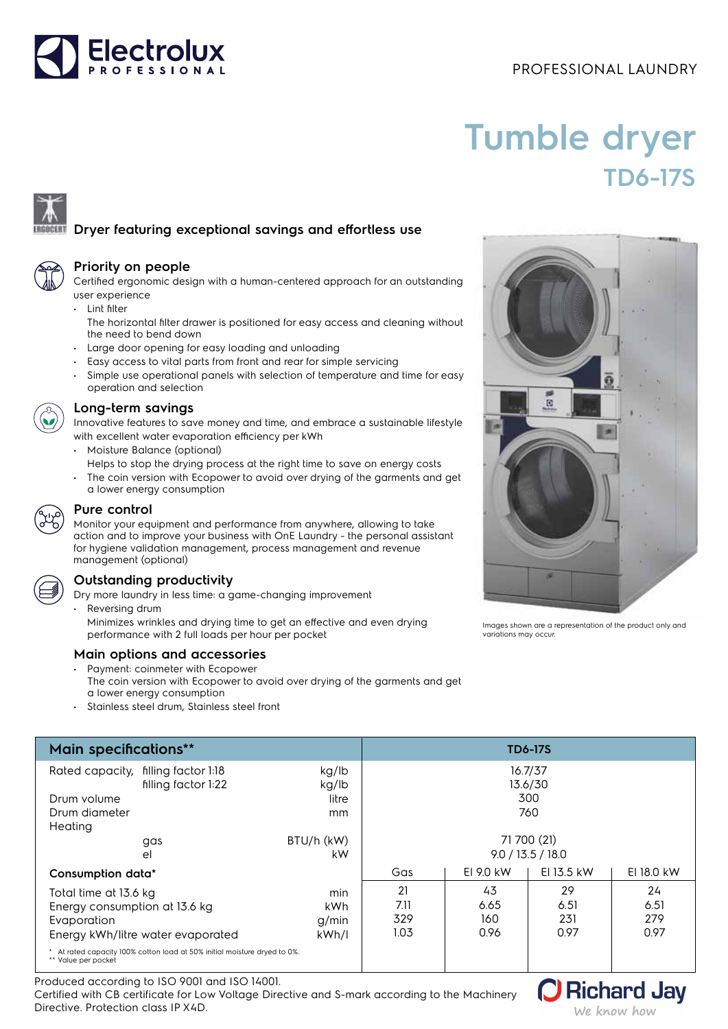PROFESSIONAL LAUNDRY

# Tumble dryer

## TD6-17S

### Dryer featuring exceptional savings and effortless use

### Priority on people

Certified ergonomic design with a human-centered approach for an outstanding user experience

- Lint filter
  The horizontal filter drawer is positioned for easy access and cleaning without the need to bend down
- Large door opening for easy loading and unloading
- Easy access to vital parts from front and rear for simple servicing
- Simple use operational panels with selection of temperature and time for easy operation and selection

### Long-term savings

Innovative features to save money and time, and embrace a sustainable lifestyle with excellent water evaporation efficiency per kWh

- Moisture Balance (optional)
  Helps to stop the drying process at the right time to save on energy costs
- The coin version with Ecopower to avoid over drying of the garments and get a lower energy consumption

### Pure control

Monitor your equipment and performance from anywhere, allowing to take action and to improve your business with OnE Laundry - the personal assistant for hygiene validation management, process management and revenue management (optional)

### Outstanding productivity

Dry more laundry in less time: a game-changing improvement

- Reversing drum
  Minimizes wrinkles and drying time to get an effective and even drying performance with 2 full loads per hour per pocket

### Main options and accessories

- Payment: coinmeter with Ecopower
  The coin version with Ecopower to avoid over drying of the garments and get a lower energy consumption
- Stainless steel drum, Stainless steel front

Images shown are a representation of the product only and variations may occur.

| Main specifications** | | | TD6-17S | | | |
|---|---|---|---|---|---|---|
| Rated capacity, | filling factor 1:18 | kg/lb | 16.7/37 | | | |
| | filling factor 1:22 | kg/lb | 13.6/30 | | | |
| Drum volume | | litre | 300 | | | |
| Drum diameter | | mm | 760 | | | |
| Heating | | | | | | |
| | gas | BTU/h (kW) | 71 700 (21) | | | |
| | el | kW | 9.0 / 13.5 / 18.0 | | | |
| **Consumption data*** | | | Gas | El 9.0 kW | El 13.5 kW | El 18.0 kW |
| Total time at 13.6 kg | | min | 21 | 43 | 29 | 24 |
| Energy consumption at 13.6 kg | | kWh | 7.11 | 6.65 | 6.51 | 6.51 |
| Evaporation | | g/min | 329 | 160 | 231 | 279 |
| Energy kWh/litre water evaporated | | kWh/l | 1.03 | 0.96 | 0.97 | 0.97 |

\* At rated capacity 100% cotton load at 50% initial moisture dryed to 0%.
\** Value per pocket

Produced according to ISO 9001 and ISO 14001.
Certified with CB certificate for Low Voltage Directive and S-mark according to the Machinery Directive. Protection class IP X4D.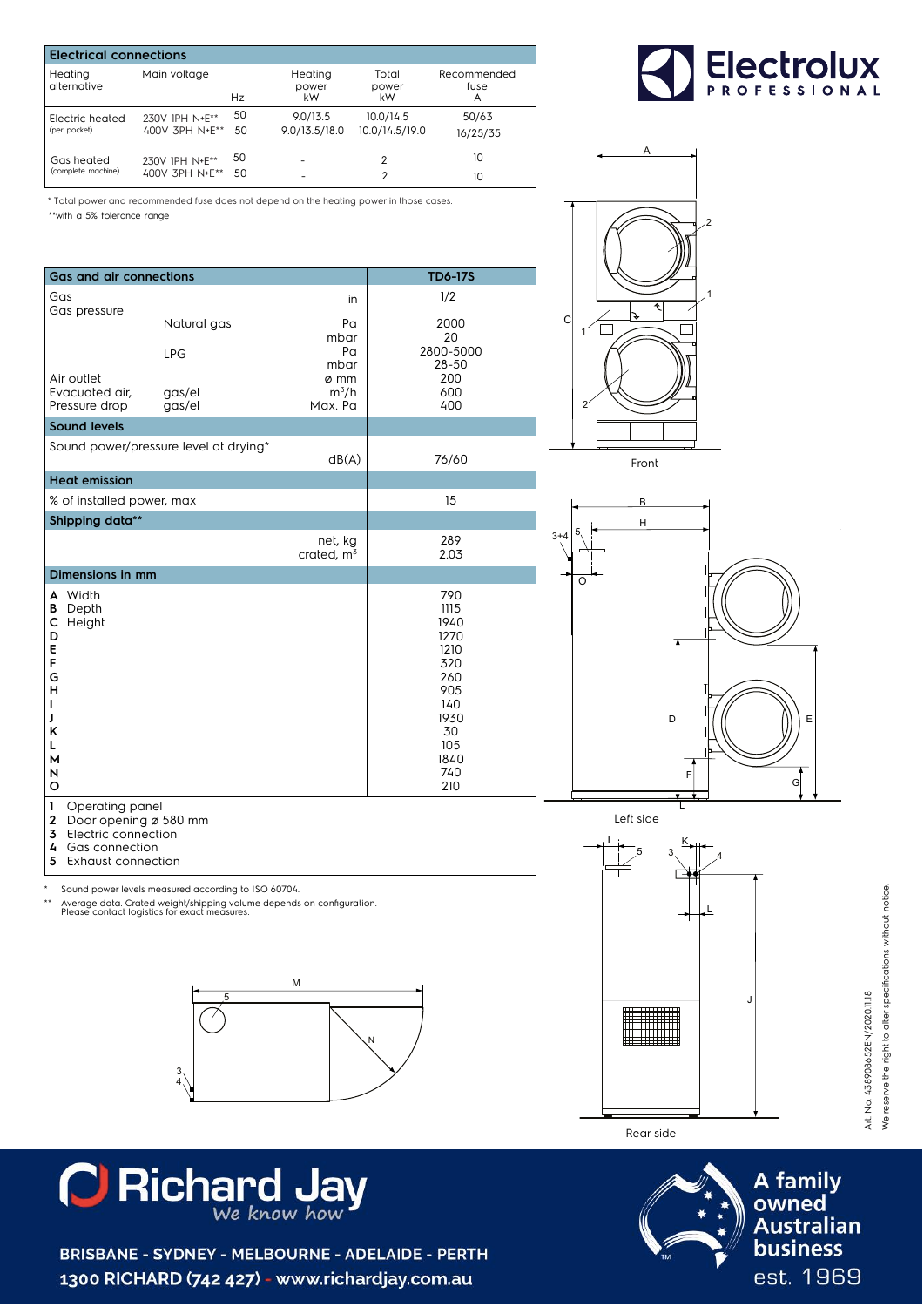| Electrical connections | | | | | |
|---|---|---|---|---|---|
| Heating alternative | Main voltage | Hz | Heating power kW | Total power kW | Recommended fuse A |
| Electric heated (per pocket) | 230V 1PH N+E** | 50 | 9.0/13.5 | 10.0/14.5 | 50/63 |
| | 400V 3PH N+E** | 50 | 9.0/13.5/18.0 | 10.0/14.5/19.0 | 16/25/35 |
| Gas heated (complete machine) | 230V 1PH N+E** | 50 | - | 2 | 10 |
| | 400V 3PH N+E** | 50 | - | 2 | 10 |

\* Total power and recommended fuse does not depend on the heating power in those cases.
**with a 5% tolerance range

| Gas and air connections | | | TD6-17S |
|---|---|---|---|
| Gas | | in | 1/2 |
| Gas pressure | | | |
| | Natural gas | Pa | 2000 |
| | | mbar | 20 |
| | LPG | Pa | 2800-5000 |
| | | mbar | 28-50 |
| Air outlet | | ø mm | 200 |
| Evacuated air, | gas/el | $m^3/h$ | 600 |
| Pressure drop | gas/el | Max. Pa | 400 |
| **Sound levels** | | | |
| Sound power/pressure level at drying* | | dB(A) | 76/60 |
| **Heat emission** | | | |
| % of installed power, max | | | 15 |
| **Shipping data**** | | | |
| | | net, kg | 289 |
| | | crated, $m^3$ | 2.03 |
| **Dimensions in mm** | | | |
| A Width | | | 790 |
| B Depth | | | 1115 |
| C Height | | | 1940 |
| D | | | 1270 |
| E | | | 1210 |
| F | | | 320 |
| G | | | 260 |
| H | | | 905 |
| I | | | 140 |
| J | | | 1930 |
| K | | | 30 |
| L | | | 105 |
| M | | | 1840 |
| N | | | 740 |
| O | | | 210 |

1. Operating panel
2. Door opening ø 580 mm
3. Electric connection
4. Gas connection
5. Exhaust connection

\* Sound power levels measured according to ISO 60704.

** Average data. Crated weight/shipping volume depends on configuration. Please contact logistics for exact measures.

Front

Left side

Rear side

Art. No. 438908652EN/2020.11.18
We reserve the right to alter specifications without notice.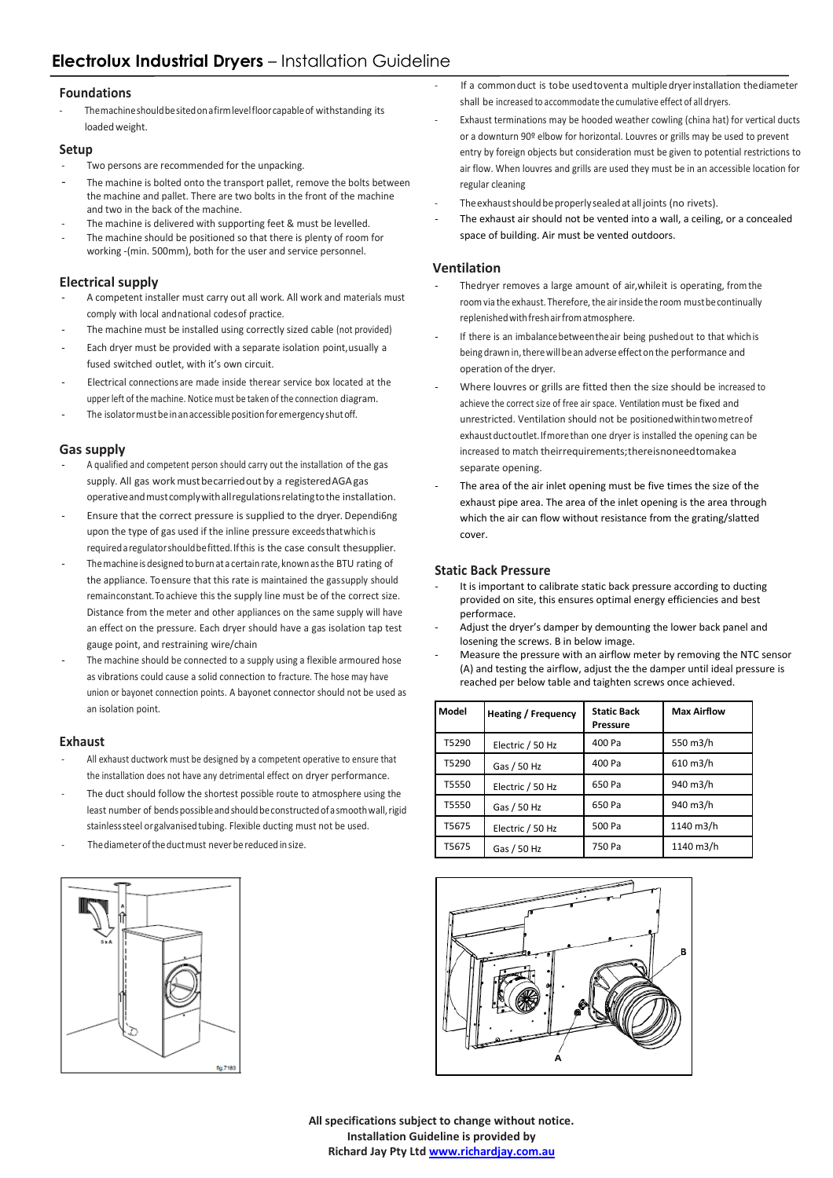# Electrolux Industrial Dryers – Installation Guideline

## Foundations

- The machine should be sited on a firm level floor capable of withstanding its loaded weight.

## Setup

- Two persons are recommended for the unpacking.
- The machine is bolted onto the transport pallet, remove the bolts between the machine and pallet. There are two bolts in the front of the machine and two in the back of the machine.
- The machine is delivered with supporting feet & must be levelled.
- The machine should be positioned so that there is plenty of room for working -(min. 500mm), both for the user and service personnel.

## Electrical supply

- A competent installer must carry out all work. All work and materials must comply with local and national codes of practice.
- The machine must be installed using correctly sized cable (not provided)
- Each dryer must be provided with a separate isolation point, usually a fused switched outlet, with it's own circuit.
- Electrical connections are made inside the rear service box located at the upper left of the machine. Notice must be taken of the connection diagram.
- The isolator must be in an accessible position for emergency shut off.

## Gas supply

- A qualified and competent person should carry out the installation of the gas supply. All gas work must be carried out by a registered AGA gas operative and must comply with all regulations relating to the installation.
- Ensure that the correct pressure is supplied to the dryer. Depending upon the type of gas used if the inline pressure exceeds that which is required a regulator should be fitted. If this is the case consult the supplier.
- The machine is designed to burn at a certain rate, known as the BTU rating of the appliance. To ensure that this rate is maintained the gas supply should remain constant. To achieve this the supply line must be of the correct size. Distance from the meter and other appliances on the same supply will have an effect on the pressure. Each dryer should have a gas isolation tap test gauge point, and restraining wire/chain
- The machine should be connected to a supply using a flexible armoured hose as vibrations could cause a solid connection to fracture. The hose may have union or bayonet connection points. A bayonet connector should not be used as an isolation point.

## Exhaust

- All exhaust ductwork must be designed by a competent operative to ensure that the installation does not have any detrimental effect on dryer performance.
- The duct should follow the shortest possible route to atmosphere using the least number of bends possible and should be constructed of a smooth wall, rigid stainless steel or galvanised tubing. Flexible ducting must not be used.
- The diameter of the duct must never be reduced in size.
- If a common duct is to be used to vent a multiple dryer installation the diameter shall be increased to accommodate the cumulative effect of all dryers.
- Exhaust terminations may be hooded weather cowling (china hat) for vertical ducts or a downturn 90º elbow for horizontal. Louvres or grills may be used to prevent entry by foreign objects but consideration must be given to potential restrictions to air flow. When louvres and grills are used they must be in an accessible location for regular cleaning
- The exhaust should be properly sealed at all joints (no rivets).
- The exhaust air should not be vented into a wall, a ceiling, or a concealed space of building. Air must be vented outdoors.

## Ventilation

- The dryer removes a large amount of air, while it is operating, from the room via the exhaust. Therefore, the air inside the room must be continually replenished with fresh air from atmosphere.
- If there is an imbalance between the air being pushed out to that which is being drawn in, there will be an adverse effect on the performance and operation of the dryer.
- Where louvres or grills are fitted then the size should be increased to achieve the correct size of free air space. Ventilation must be fixed and unrestricted. Ventilation should not be positioned within two metre of exhaust duct outlet. If more than one dryer is installed the opening can be increased to match their requirements; there is no need to make a separate opening.
- The area of the air inlet opening must be five times the size of the exhaust pipe area. The area of the inlet opening is the area through which the air can flow without resistance from the grating/slatted cover.

## Static Back Pressure

- It is important to calibrate static back pressure according to ducting provided on site, this ensures optimal energy efficiencies and best performace.
- Adjust the dryer's damper by demounting the lower back panel and losening the screws. B in below image.
- Measure the pressure with an airflow meter by removing the NTC sensor (A) and testing the airflow, adjust the the damper until ideal pressure is reached per below table and taighten screws once achieved.

| Model | Heating / Frequency | Static Back Pressure | Max Airflow |
|---|---|---|---|
| T5290 | Electric / 50 Hz | 400 Pa | 550 m3/h |
| T5290 | Gas / 50 Hz | 400 Pa | 610 m3/h |
| T5550 | Electric / 50 Hz | 650 Pa | 940 m3/h |
| T5550 | Gas / 50 Hz | 650 Pa | 940 m3/h |
| T5675 | Electric / 50 Hz | 500 Pa | 1140 m3/h |
| T5675 | Gas / 50 Hz | 750 Pa | 1140 m3/h |

**All specifications subject to change without notice.**
**Installation Guideline is provided by**
**Richard Jay Pty Ltd [www.richardjay.com.au](http://www.richardjay.com.au)**